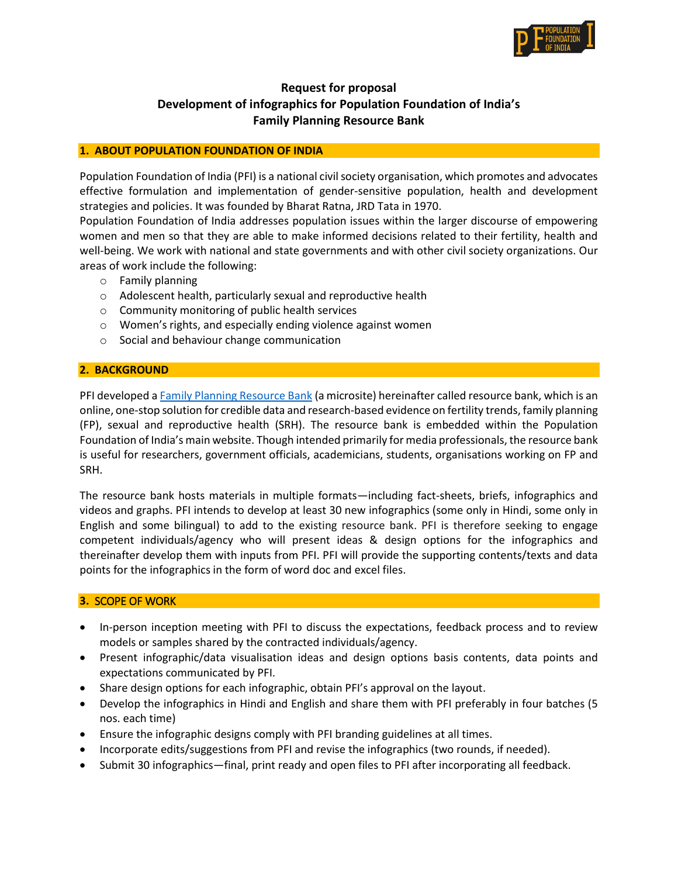# Request for proposal
# Development of infographics for Population Foundation of India's Family Planning Resource Bank

## 1. ABOUT POPULATION FOUNDATION OF INDIA

Population Foundation of India (PFI) is a national civil society organisation, which promotes and advocates effective formulation and implementation of gender-sensitive population, health and development strategies and policies. It was founded by Bharat Ratna, JRD Tata in 1970.
Population Foundation of India addresses population issues within the larger discourse of empowering women and men so that they are able to make informed decisions related to their fertility, health and well-being. We work with national and state governments and with other civil society organizations. Our areas of work include the following:

- Family planning
- Adolescent health, particularly sexual and reproductive health
- Community monitoring of public health services
- Women's rights, and especially ending violence against women
- Social and behaviour change communication

## 2. BACKGROUND

PFI developed a Family Planning Resource Bank (a microsite) hereinafter called resource bank, which is an online, one-stop solution for credible data and research-based evidence on fertility trends, family planning (FP), sexual and reproductive health (SRH). The resource bank is embedded within the Population Foundation of India's main website. Though intended primarily for media professionals, the resource bank is useful for researchers, government officials, academicians, students, organisations working on FP and SRH.

The resource bank hosts materials in multiple formats—including fact-sheets, briefs, infographics and videos and graphs. PFI intends to develop at least 30 new infographics (some only in Hindi, some only in English and some bilingual) to add to the existing resource bank. PFI is therefore seeking to engage competent individuals/agency who will present ideas & design options for the infographics and thereinafter develop them with inputs from PFI. PFI will provide the supporting contents/texts and data points for the infographics in the form of word doc and excel files.

## 3. SCOPE OF WORK

- In-person inception meeting with PFI to discuss the expectations, feedback process and to review models or samples shared by the contracted individuals/agency.
- Present infographic/data visualisation ideas and design options basis contents, data points and expectations communicated by PFI.
- Share design options for each infographic, obtain PFI's approval on the layout.
- Develop the infographics in Hindi and English and share them with PFI preferably in four batches (5 nos. each time)
- Ensure the infographic designs comply with PFI branding guidelines at all times.
- Incorporate edits/suggestions from PFI and revise the infographics (two rounds, if needed).
- Submit 30 infographics—final, print ready and open files to PFI after incorporating all feedback.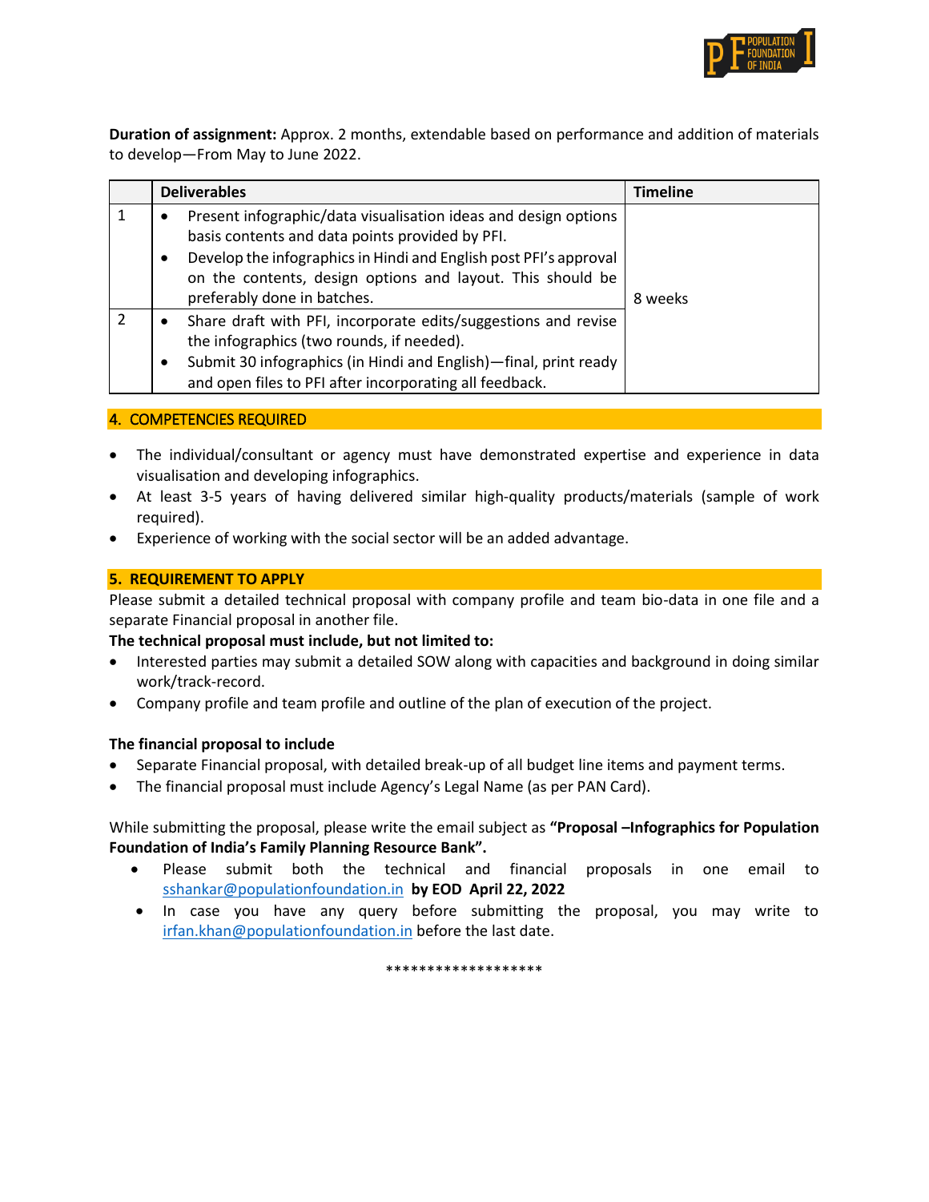**Duration of assignment:** Approx. 2 months, extendable based on performance and addition of materials to develop—From May to June 2022.

| | Deliverables | Timeline |
|---|---|---|
| 1 | • Present infographic/data visualisation ideas and design options basis contents and data points provided by PFI.<br>• Develop the infographics in Hindi and English post PFI's approval on the contents, design options and layout. This should be preferably done in batches. | 8 weeks |
| 2 | • Share draft with PFI, incorporate edits/suggestions and revise the infographics (two rounds, if needed).<br>• Submit 30 infographics (in Hindi and English)—final, print ready and open files to PFI after incorporating all feedback. | |

## 4. COMPETENCIES REQUIRED

- The individual/consultant or agency must have demonstrated expertise and experience in data visualisation and developing infographics.
- At least 3-5 years of having delivered similar high-quality products/materials (sample of work required).
- Experience of working with the social sector will be an added advantage.

## 5. REQUIREMENT TO APPLY

Please submit a detailed technical proposal with company profile and team bio-data in one file and a separate Financial proposal in another file.

**The technical proposal must include, but not limited to:**

- Interested parties may submit a detailed SOW along with capacities and background in doing similar work/track-record.
- Company profile and team profile and outline of the plan of execution of the project.

**The financial proposal to include**

- Separate Financial proposal, with detailed break-up of all budget line items and payment terms.
- The financial proposal must include Agency's Legal Name (as per PAN Card).

While submitting the proposal, please write the email subject as **"Proposal –Infographics for Population Foundation of India's Family Planning Resource Bank".**

- Please submit both the technical and financial proposals in one email to sshankar@populationfoundation.in **by EOD April 22, 2022**
- In case you have any query before submitting the proposal, you may write to irfan.khan@populationfoundation.in before the last date.

*******************